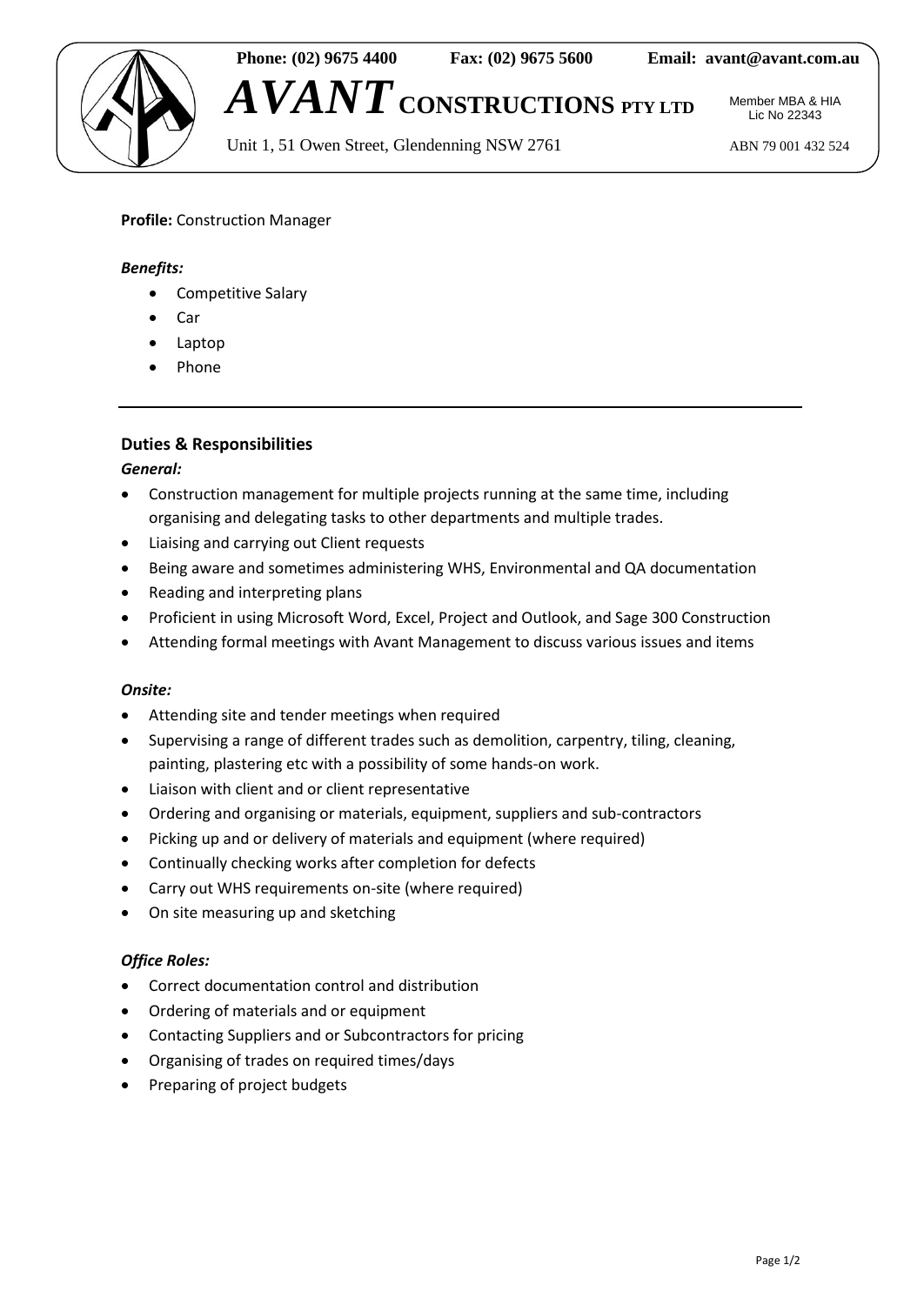**Phone: (02) 9675 4400** **Fax: (02) 9675 5600** **Email: avant@avant.com.au**

# *AVANT* CONSTRUCTIONS PTY LTD

Member MBA & HIA
Lic No 22343

Unit 1, 51 Owen Street, Glendenning NSW 2761

ABN 79 001 432 524

**Profile:** Construction Manager

***Benefits:***

- Competitive Salary
- Car
- Laptop
- Phone

---

## Duties & Responsibilities

***General:***

- Construction management for multiple projects running at the same time, including organising and delegating tasks to other departments and multiple trades.
- Liaising and carrying out Client requests
- Being aware and sometimes administering WHS, Environmental and QA documentation
- Reading and interpreting plans
- Proficient in using Microsoft Word, Excel, Project and Outlook, and Sage 300 Construction
- Attending formal meetings with Avant Management to discuss various issues and items

***Onsite:***

- Attending site and tender meetings when required
- Supervising a range of different trades such as demolition, carpentry, tiling, cleaning, painting, plastering etc with a possibility of some hands-on work.
- Liaison with client and or client representative
- Ordering and organising or materials, equipment, suppliers and sub-contractors
- Picking up and or delivery of materials and equipment (where required)
- Continually checking works after completion for defects
- Carry out WHS requirements on-site (where required)
- On site measuring up and sketching

***Office Roles:***

- Correct documentation control and distribution
- Ordering of materials and or equipment
- Contacting Suppliers and or Subcontractors for pricing
- Organising of trades on required times/days
- Preparing of project budgets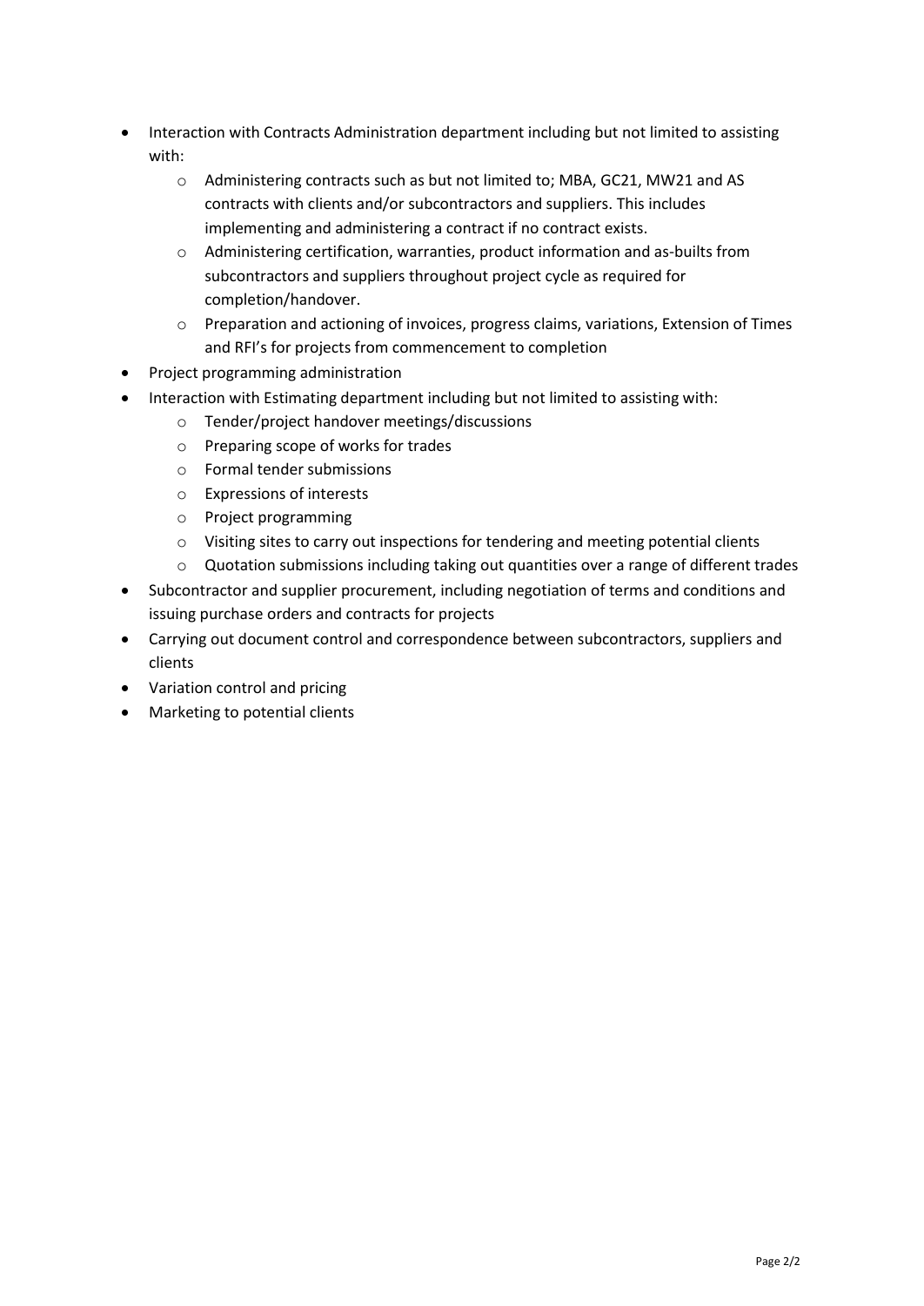- Interaction with Contracts Administration department including but not limited to assisting with:
  - Administering contracts such as but not limited to; MBA, GC21, MW21 and AS contracts with clients and/or subcontractors and suppliers. This includes implementing and administering a contract if no contract exists.
  - Administering certification, warranties, product information and as-builts from subcontractors and suppliers throughout project cycle as required for completion/handover.
  - Preparation and actioning of invoices, progress claims, variations, Extension of Times and RFI's for projects from commencement to completion
- Project programming administration
- Interaction with Estimating department including but not limited to assisting with:
  - Tender/project handover meetings/discussions
  - Preparing scope of works for trades
  - Formal tender submissions
  - Expressions of interests
  - Project programming
  - Visiting sites to carry out inspections for tendering and meeting potential clients
  - Quotation submissions including taking out quantities over a range of different trades
- Subcontractor and supplier procurement, including negotiation of terms and conditions and issuing purchase orders and contracts for projects
- Carrying out document control and correspondence between subcontractors, suppliers and clients
- Variation control and pricing
- Marketing to potential clients